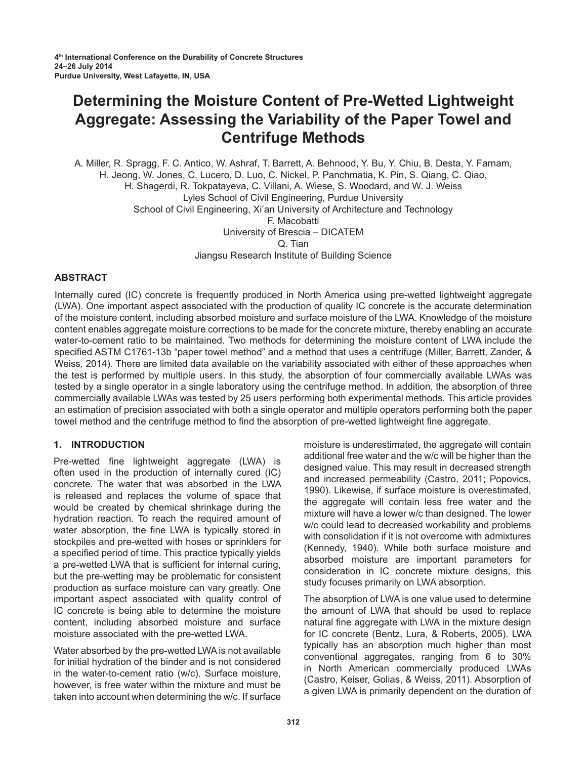# Determining the Moisture Content of Pre-Wetted Lightweight Aggregate: Assessing the Variability of the Paper Towel and Centrifuge Methods

A. Miller, R. Spragg, F. C. Antico, W. Ashraf, T. Barrett, A. Behnood, Y. Bu, Y. Chiu, B. Desta, Y. Farnam, H. Jeong, W. Jones, C. Lucero, D. Luo, C. Nickel, P. Panchmatia, K. Pin, S. Qiang, C. Qiao, H. Shagerdi, R. Tokpatayeva, C. Villani, A. Wiese, S. Woodard, and W. J. Weiss
Lyles School of Civil Engineering, Purdue University
School of Civil Engineering, Xi'an University of Architecture and Technology
F. Macobatti
University of Brescia – DICATEM
Q. Tian
Jiangsu Research Institute of Building Science

## ABSTRACT

Internally cured (IC) concrete is frequently produced in North America using pre-wetted lightweight aggregate (LWA). One important aspect associated with the production of quality IC concrete is the accurate determination of the moisture content, including absorbed moisture and surface moisture of the LWA. Knowledge of the moisture content enables aggregate moisture corrections to be made for the concrete mixture, thereby enabling an accurate water-to-cement ratio to be maintained. Two methods for determining the moisture content of LWA include the specified ASTM C1761-13b "paper towel method" and a method that uses a centrifuge (Miller, Barrett, Zander, & Weiss, 2014). There are limited data available on the variability associated with either of these approaches when the test is performed by multiple users. In this study, the absorption of four commercially available LWAs was tested by a single operator in a single laboratory using the centrifuge method. In addition, the absorption of three commercially available LWAs was tested by 25 users performing both experimental methods. This article provides an estimation of precision associated with both a single operator and multiple operators performing both the paper towel method and the centrifuge method to find the absorption of pre-wetted lightweight fine aggregate.

## 1. INTRODUCTION

Pre-wetted fine lightweight aggregate (LWA) is often used in the production of internally cured (IC) concrete. The water that was absorbed in the LWA is released and replaces the volume of space that would be created by chemical shrinkage during the hydration reaction. To reach the required amount of water absorption, the fine LWA is typically stored in stockpiles and pre-wetted with hoses or sprinklers for a specified period of time. This practice typically yields a pre-wetted LWA that is sufficient for internal curing, but the pre-wetting may be problematic for consistent production as surface moisture can vary greatly. One important aspect associated with quality control of IC concrete is being able to determine the moisture content, including absorbed moisture and surface moisture associated with the pre-wetted LWA.

Water absorbed by the pre-wetted LWA is not available for initial hydration of the binder and is not considered in the water-to-cement ratio (w/c). Surface moisture, however, is free water within the mixture and must be taken into account when determining the w/c. If surface moisture is underestimated, the aggregate will contain additional free water and the w/c will be higher than the designed value. This may result in decreased strength and increased permeability (Castro, 2011; Popovics, 1990). Likewise, if surface moisture is overestimated, the aggregate will contain less free water and the mixture will have a lower w/c than designed. The lower w/c could lead to decreased workability and problems with consolidation if it is not overcome with admixtures (Kennedy, 1940). While both surface moisture and absorbed moisture are important parameters for consideration in IC concrete mixture designs, this study focuses primarily on LWA absorption.

The absorption of LWA is one value used to determine the amount of LWA that should be used to replace natural fine aggregate with LWA in the mixture design for IC concrete (Bentz, Lura, & Roberts, 2005). LWA typically has an absorption much higher than most conventional aggregates, ranging from 6 to 30% in North American commercially produced LWAs (Castro, Keiser, Golias, & Weiss, 2011). Absorption of a given LWA is primarily dependent on the duration of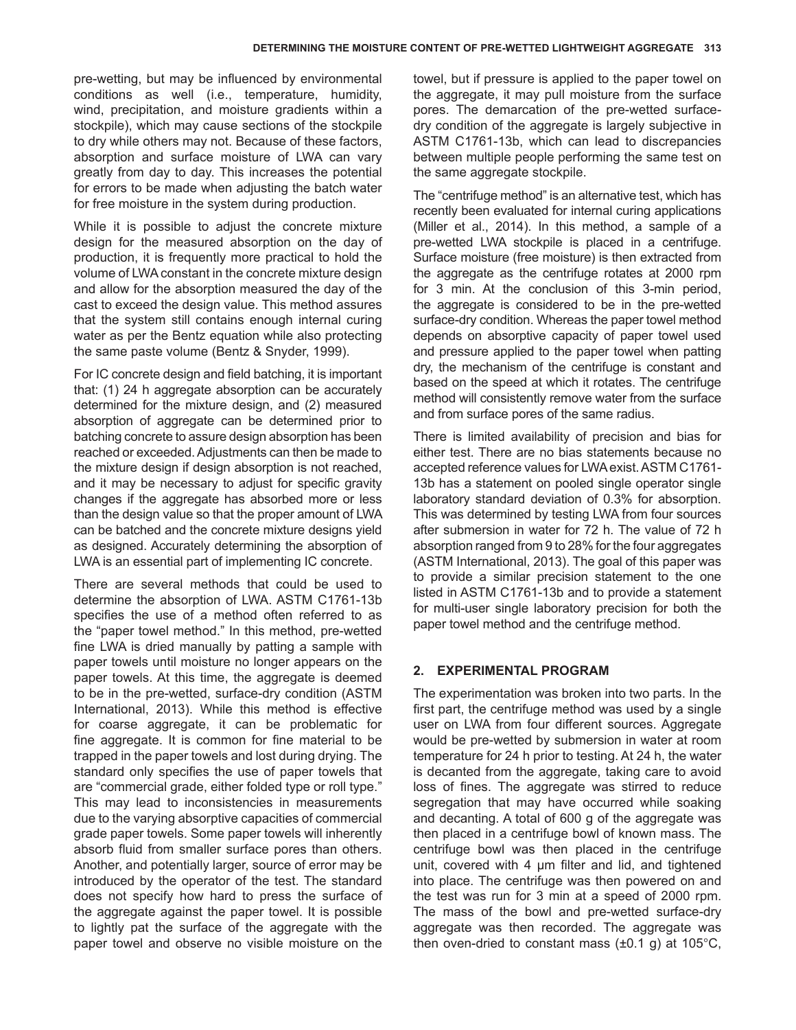pre-wetting, but may be influenced by environmental conditions as well (i.e., temperature, humidity, wind, precipitation, and moisture gradients within a stockpile), which may cause sections of the stockpile to dry while others may not. Because of these factors, absorption and surface moisture of LWA can vary greatly from day to day. This increases the potential for errors to be made when adjusting the batch water for free moisture in the system during production.

While it is possible to adjust the concrete mixture design for the measured absorption on the day of production, it is frequently more practical to hold the volume of LWA constant in the concrete mixture design and allow for the absorption measured the day of the cast to exceed the design value. This method assures that the system still contains enough internal curing water as per the Bentz equation while also protecting the same paste volume (Bentz & Snyder, 1999).

For IC concrete design and field batching, it is important that: (1) 24 h aggregate absorption can be accurately determined for the mixture design, and (2) measured absorption of aggregate can be determined prior to batching concrete to assure design absorption has been reached or exceeded. Adjustments can then be made to the mixture design if design absorption is not reached, and it may be necessary to adjust for specific gravity changes if the aggregate has absorbed more or less than the design value so that the proper amount of LWA can be batched and the concrete mixture designs yield as designed. Accurately determining the absorption of LWA is an essential part of implementing IC concrete.

There are several methods that could be used to determine the absorption of LWA. ASTM C1761-13b specifies the use of a method often referred to as the "paper towel method." In this method, pre-wetted fine LWA is dried manually by patting a sample with paper towels until moisture no longer appears on the paper towels. At this time, the aggregate is deemed to be in the pre-wetted, surface-dry condition (ASTM International, 2013). While this method is effective for coarse aggregate, it can be problematic for fine aggregate. It is common for fine material to be trapped in the paper towels and lost during drying. The standard only specifies the use of paper towels that are "commercial grade, either folded type or roll type." This may lead to inconsistencies in measurements due to the varying absorptive capacities of commercial grade paper towels. Some paper towels will inherently absorb fluid from smaller surface pores than others. Another, and potentially larger, source of error may be introduced by the operator of the test. The standard does not specify how hard to press the surface of the aggregate against the paper towel. It is possible to lightly pat the surface of the aggregate with the paper towel and observe no visible moisture on the towel, but if pressure is applied to the paper towel on the aggregate, it may pull moisture from the surface pores. The demarcation of the pre-wetted surface-dry condition of the aggregate is largely subjective in ASTM C1761-13b, which can lead to discrepancies between multiple people performing the same test on the same aggregate stockpile.

The "centrifuge method" is an alternative test, which has recently been evaluated for internal curing applications (Miller et al., 2014). In this method, a sample of a pre-wetted LWA stockpile is placed in a centrifuge. Surface moisture (free moisture) is then extracted from the aggregate as the centrifuge rotates at 2000 rpm for 3 min. At the conclusion of this 3-min period, the aggregate is considered to be in the pre-wetted surface-dry condition. Whereas the paper towel method depends on absorptive capacity of paper towel used and pressure applied to the paper towel when patting dry, the mechanism of the centrifuge is constant and based on the speed at which it rotates. The centrifuge method will consistently remove water from the surface and from surface pores of the same radius.

There is limited availability of precision and bias for either test. There are no bias statements because no accepted reference values for LWA exist. ASTM C1761-13b has a statement on pooled single operator single laboratory standard deviation of 0.3% for absorption. This was determined by testing LWA from four sources after submersion in water for 72 h. The value of 72 h absorption ranged from 9 to 28% for the four aggregates (ASTM International, 2013). The goal of this paper was to provide a similar precision statement to the one listed in ASTM C1761-13b and to provide a statement for multi-user single laboratory precision for both the paper towel method and the centrifuge method.

## 2. EXPERIMENTAL PROGRAM

The experimentation was broken into two parts. In the first part, the centrifuge method was used by a single user on LWA from four different sources. Aggregate would be pre-wetted by submersion in water at room temperature for 24 h prior to testing. At 24 h, the water is decanted from the aggregate, taking care to avoid loss of fines. The aggregate was stirred to reduce segregation that may have occurred while soaking and decanting. A total of 600 g of the aggregate was then placed in a centrifuge bowl of known mass. The centrifuge bowl was then placed in the centrifuge unit, covered with 4 μm filter and lid, and tightened into place. The centrifuge was then powered on and the test was run for 3 min at a speed of 2000 rpm. The mass of the bowl and pre-wetted surface-dry aggregate was then recorded. The aggregate was then oven-dried to constant mass (±0.1 g) at 105°C,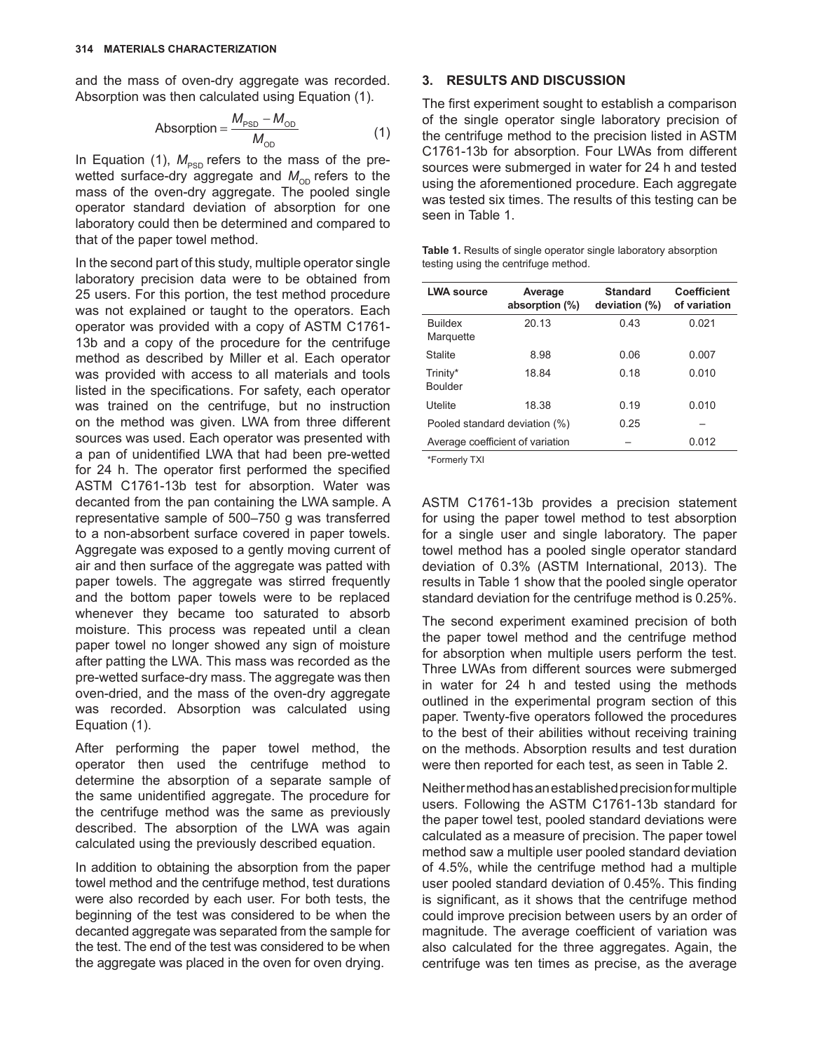and the mass of oven-dry aggregate was recorded. Absorption was then calculated using Equation (1).

$$\text{Absorption} = \frac{M_{\text{PSD}} - M_{\text{OD}}}{M_{\text{OD}}} \tag{1}$$

In Equation (1), $M_{\text{PSD}}$ refers to the mass of the pre-wetted surface-dry aggregate and $M_{\text{OD}}$ refers to the mass of the oven-dry aggregate. The pooled single operator standard deviation of absorption for one laboratory could then be determined and compared to that of the paper towel method.

In the second part of this study, multiple operator single laboratory precision data were to be obtained from 25 users. For this portion, the test method procedure was not explained or taught to the operators. Each operator was provided with a copy of ASTM C1761-13b and a copy of the procedure for the centrifuge method as described by Miller et al. Each operator was provided with access to all materials and tools listed in the specifications. For safety, each operator was trained on the centrifuge, but no instruction on the method was given. LWA from three different sources was used. Each operator was presented with a pan of unidentified LWA that had been pre-wetted for 24 h. The operator first performed the specified ASTM C1761-13b test for absorption. Water was decanted from the pan containing the LWA sample. A representative sample of 500–750 g was transferred to a non-absorbent surface covered in paper towels. Aggregate was exposed to a gently moving current of air and then surface of the aggregate was patted with paper towels. The aggregate was stirred frequently and the bottom paper towels were to be replaced whenever they became too saturated to absorb moisture. This process was repeated until a clean paper towel no longer showed any sign of moisture after patting the LWA. This mass was recorded as the pre-wetted surface-dry mass. The aggregate was then oven-dried, and the mass of the oven-dry aggregate was recorded. Absorption was calculated using Equation (1).

After performing the paper towel method, the operator then used the centrifuge method to determine the absorption of a separate sample of the same unidentified aggregate. The procedure for the centrifuge method was the same as previously described. The absorption of the LWA was again calculated using the previously described equation.

In addition to obtaining the absorption from the paper towel method and the centrifuge method, test durations were also recorded by each user. For both tests, the beginning of the test was considered to be when the decanted aggregate was separated from the sample for the test. The end of the test was considered to be when the aggregate was placed in the oven for oven drying.

## 3. RESULTS AND DISCUSSION

The first experiment sought to establish a comparison of the single operator single laboratory precision of the centrifuge method to the precision listed in ASTM C1761-13b for absorption. Four LWAs from different sources were submerged in water for 24 h and tested using the aforementioned procedure. Each aggregate was tested six times. The results of this testing can be seen in Table 1.

**Table 1.** Results of single operator single laboratory absorption testing using the centrifuge method.

| LWA source | Average absorption (%) | Standard deviation (%) | Coefficient of variation |
|---|---|---|---|
| Buildex Marquette | 20.13 | 0.43 | 0.021 |
| Stalite | 8.98 | 0.06 | 0.007 |
| Trinity* Boulder | 18.84 | 0.18 | 0.010 |
| Utelite | 18.38 | 0.19 | 0.010 |
| Pooled standard deviation (%) | | 0.25 | – |
| Average coefficient of variation | | – | 0.012 |

*Formerly TXI

ASTM C1761-13b provides a precision statement for using the paper towel method to test absorption for a single user and single laboratory. The paper towel method has a pooled single operator standard deviation of 0.3% (ASTM International, 2013). The results in Table 1 show that the pooled single operator standard deviation for the centrifuge method is 0.25%.

The second experiment examined precision of both the paper towel method and the centrifuge method for absorption when multiple users perform the test. Three LWAs from different sources were submerged in water for 24 h and tested using the methods outlined in the experimental program section of this paper. Twenty-five operators followed the procedures to the best of their abilities without receiving training on the methods. Absorption results and test duration were then reported for each test, as seen in Table 2.

Neither method has an established precision for multiple users. Following the ASTM C1761-13b standard for the paper towel test, pooled standard deviations were calculated as a measure of precision. The paper towel method saw a multiple user pooled standard deviation of 4.5%, while the centrifuge method had a multiple user pooled standard deviation of 0.45%. This finding is significant, as it shows that the centrifuge method could improve precision between users by an order of magnitude. The average coefficient of variation was also calculated for the three aggregates. Again, the centrifuge was ten times as precise, as the average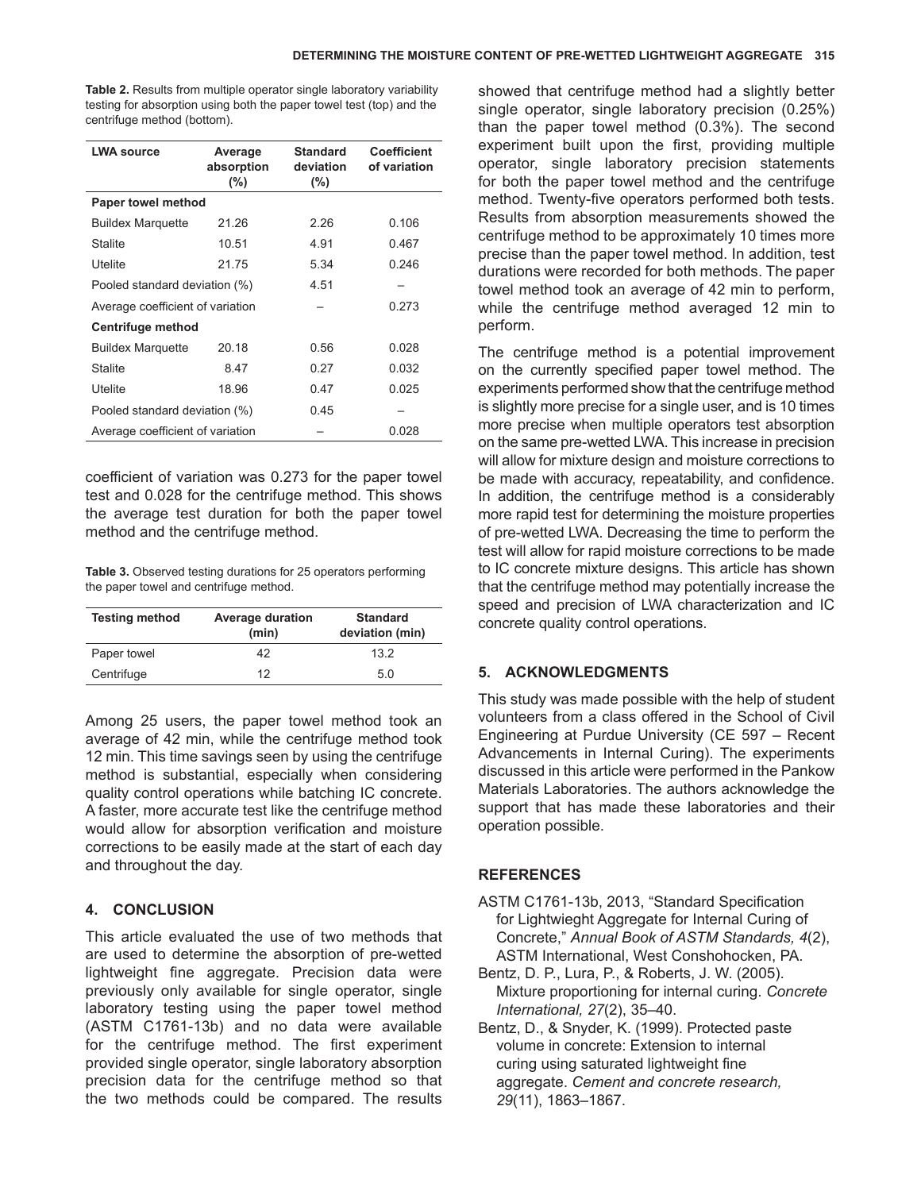**Table 2.** Results from multiple operator single laboratory variability testing for absorption using both the paper towel test (top) and the centrifuge method (bottom).

| LWA source | Average absorption (%) | Standard deviation (%) | Coefficient of variation |
|---|---|---|---|
| **Paper towel method** | | | |
| Buildex Marquette | 21.26 | 2.26 | 0.106 |
| Stalite | 10.51 | 4.91 | 0.467 |
| Utelite | 21.75 | 5.34 | 0.246 |
| Pooled standard deviation (%) | | 4.51 | – |
| Average coefficient of variation | | – | 0.273 |
| **Centrifuge method** | | | |
| Buildex Marquette | 20.18 | 0.56 | 0.028 |
| Stalite | 8.47 | 0.27 | 0.032 |
| Utelite | 18.96 | 0.47 | 0.025 |
| Pooled standard deviation (%) | | 0.45 | – |
| Average coefficient of variation | | – | 0.028 |

coefficient of variation was 0.273 for the paper towel test and 0.028 for the centrifuge method. This shows the average test duration for both the paper towel method and the centrifuge method.

**Table 3.** Observed testing durations for 25 operators performing the paper towel and centrifuge method.

| Testing method | Average duration (min) | Standard deviation (min) |
|---|---|---|
| Paper towel | 42 | 13.2 |
| Centrifuge | 12 | 5.0 |

Among 25 users, the paper towel method took an average of 42 min, while the centrifuge method took 12 min. This time savings seen by using the centrifuge method is substantial, especially when considering quality control operations while batching IC concrete. A faster, more accurate test like the centrifuge method would allow for absorption verification and moisture corrections to be easily made at the start of each day and throughout the day.

## 4. CONCLUSION

This article evaluated the use of two methods that are used to determine the absorption of pre-wetted lightweight fine aggregate. Precision data were previously only available for single operator, single laboratory testing using the paper towel method (ASTM C1761-13b) and no data were available for the centrifuge method. The first experiment provided single operator, single laboratory absorption precision data for the centrifuge method so that the two methods could be compared. The results showed that centrifuge method had a slightly better single operator, single laboratory precision (0.25%) than the paper towel method (0.3%). The second experiment built upon the first, providing multiple operator, single laboratory precision statements for both the paper towel method and the centrifuge method. Twenty-five operators performed both tests. Results from absorption measurements showed the centrifuge method to be approximately 10 times more precise than the paper towel method. In addition, test durations were recorded for both methods. The paper towel method took an average of 42 min to perform, while the centrifuge method averaged 12 min to perform.

The centrifuge method is a potential improvement on the currently specified paper towel method. The experiments performed show that the centrifuge method is slightly more precise for a single user, and is 10 times more precise when multiple operators test absorption on the same pre-wetted LWA. This increase in precision will allow for mixture design and moisture corrections to be made with accuracy, repeatability, and confidence. In addition, the centrifuge method is a considerably more rapid test for determining the moisture properties of pre-wetted LWA. Decreasing the time to perform the test will allow for rapid moisture corrections to be made to IC concrete mixture designs. This article has shown that the centrifuge method may potentially increase the speed and precision of LWA characterization and IC concrete quality control operations.

## 5. ACKNOWLEDGMENTS

This study was made possible with the help of student volunteers from a class offered in the School of Civil Engineering at Purdue University (CE 597 – Recent Advancements in Internal Curing). The experiments discussed in this article were performed in the Pankow Materials Laboratories. The authors acknowledge the support that has made these laboratories and their operation possible.

## REFERENCES

ASTM C1761-13b, 2013, "Standard Specification for Lightwieght Aggregate for Internal Curing of Concrete," *Annual Book of ASTM Standards, 4*(2), ASTM International, West Conshohocken, PA.

Bentz, D. P., Lura, P., & Roberts, J. W. (2005). Mixture proportioning for internal curing. *Concrete International, 27*(2), 35–40.

Bentz, D., & Snyder, K. (1999). Protected paste volume in concrete: Extension to internal curing using saturated lightweight fine aggregate. *Cement and concrete research, 29*(11), 1863–1867.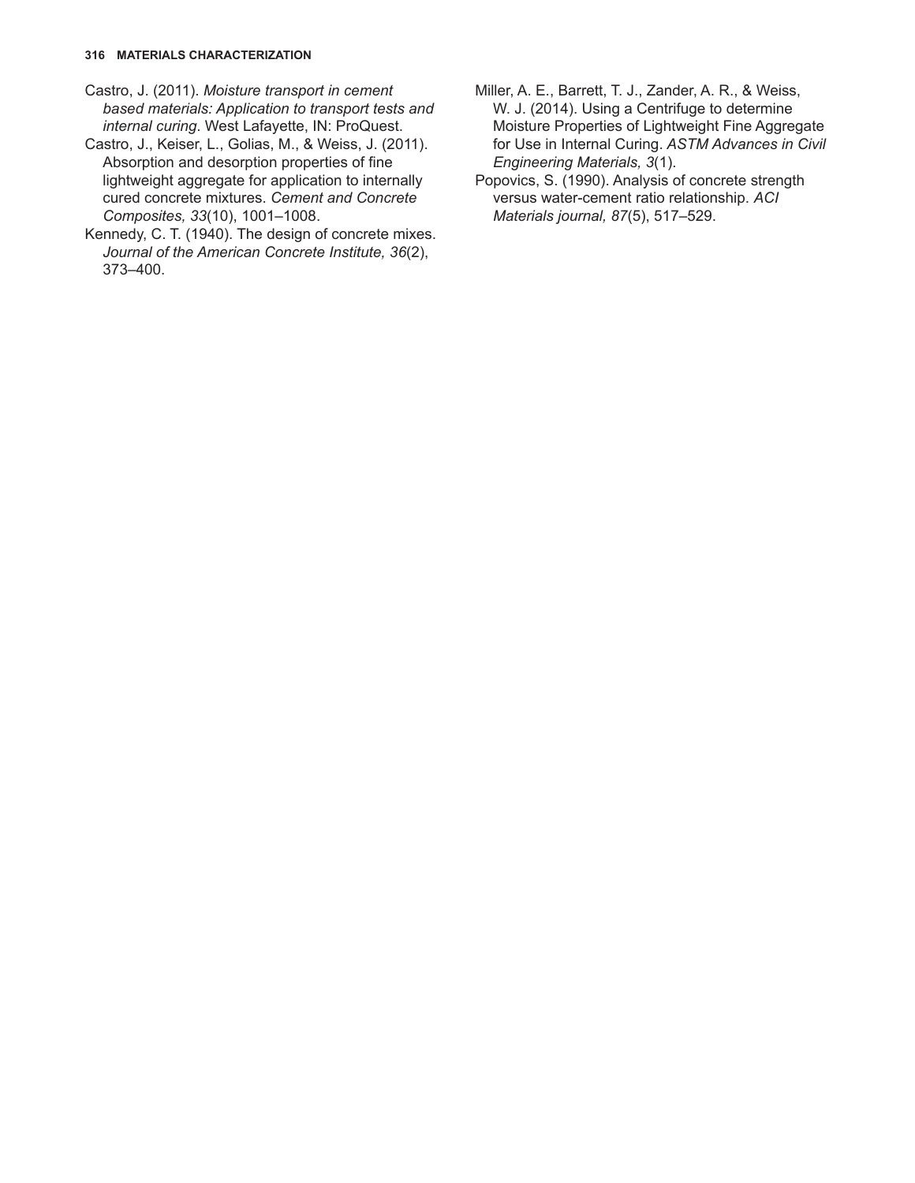Castro, J. (2011). *Moisture transport in cement based materials: Application to transport tests and internal curing*. West Lafayette, IN: ProQuest.

Castro, J., Keiser, L., Golias, M., & Weiss, J. (2011). Absorption and desorption properties of fine lightweight aggregate for application to internally cured concrete mixtures. *Cement and Concrete Composites, 33*(10), 1001–1008.

Kennedy, C. T. (1940). The design of concrete mixes. *Journal of the American Concrete Institute, 36*(2), 373–400.

Miller, A. E., Barrett, T. J., Zander, A. R., & Weiss, W. J. (2014). Using a Centrifuge to determine Moisture Properties of Lightweight Fine Aggregate for Use in Internal Curing. *ASTM Advances in Civil Engineering Materials, 3*(1).

Popovics, S. (1990). Analysis of concrete strength versus water-cement ratio relationship. *ACI Materials journal, 87*(5), 517–529.